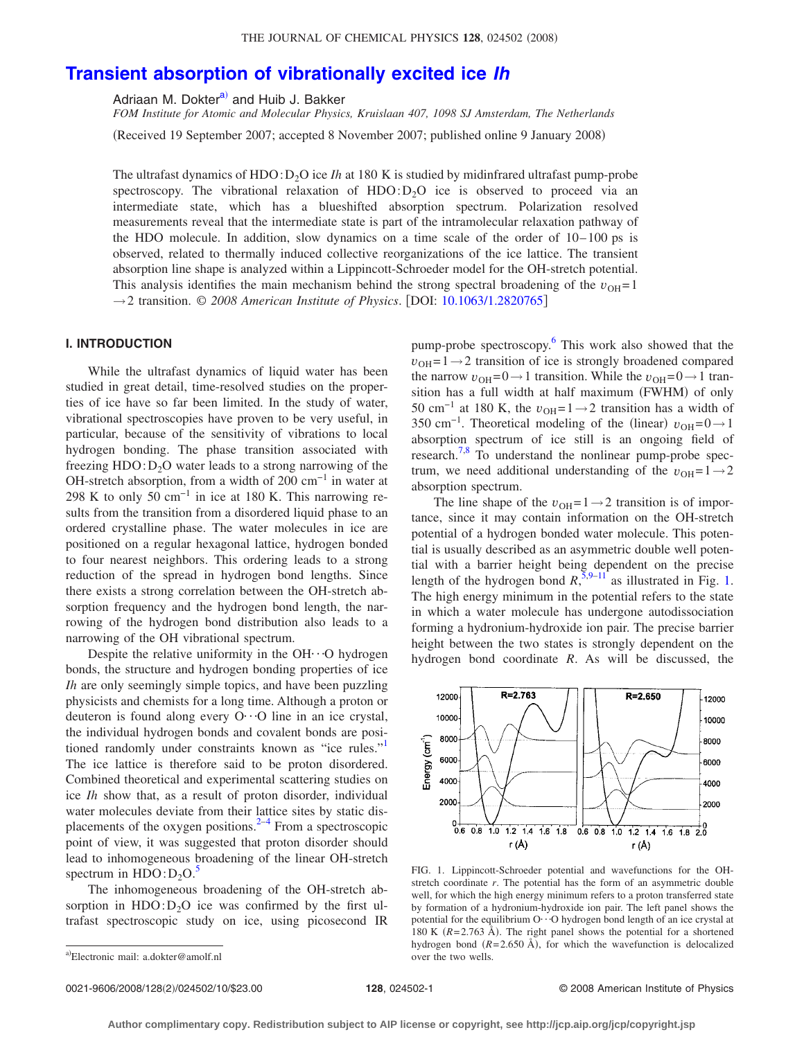# Transient absorption of vibrationally excited ice *Ih*

Adriaan M. Dokter[a] and Huib J. Bakker

*FOM Institute for Atomic and Molecular Physics, Kruislaan 407, 1098 SJ Amsterdam, The Netherlands*

(Received 19 September 2007; accepted 8 November 2007; published online 9 January 2008)

The ultrafast dynamics of $HDO:D_2O$ ice *Ih* at 180 K is studied by midinfrared ultrafast pump-probe spectroscopy. The vibrational relaxation of $HDO:D_2O$ ice is observed to proceed via an intermediate state, which has a blueshifted absorption spectrum. Polarization resolved measurements reveal that the intermediate state is part of the intramolecular relaxation pathway of the HDO molecule. In addition, slow dynamics on a time scale of the order of 10–100 ps is observed, related to thermally induced collective reorganizations of the ice lattice. The transient absorption line shape is analyzed within a Lippincott-Schroeder model for the OH-stretch potential. This analysis identifies the main mechanism behind the strong spectral broadening of the $v_{OH}=1 \rightarrow 2$ transition. © *2008 American Institute of Physics*. [DOI: 10.1063/1.2820765]

## I. INTRODUCTION

While the ultrafast dynamics of liquid water has been studied in great detail, time-resolved studies on the properties of ice have so far been limited. In the study of water, vibrational spectroscopies have proven to be very useful, in particular, because of the sensitivity of vibrations to local hydrogen bonding. The phase transition associated with freezing $HDO:D_2O$ water leads to a strong narrowing of the OH-stretch absorption, from a width of 200 $cm^{-1}$ in water at 298 K to only 50 $cm^{-1}$ in ice at 180 K. This narrowing results from the transition from a disordered liquid phase to an ordered crystalline phase. The water molecules in ice are positioned on a regular hexagonal lattice, hydrogen bonded to four nearest neighbors. This ordering leads to a strong reduction of the spread in hydrogen bond lengths. Since there exists a strong correlation between the OH-stretch absorption frequency and the hydrogen bond length, the narrowing of the hydrogen bond distribution also leads to a narrowing of the OH vibrational spectrum.

Despite the relative uniformity in the OH⋯O hydrogen bonds, the structure and hydrogen bonding properties of ice *Ih* are only seemingly simple topics, and have been puzzling physicists and chemists for a long time. Although a proton or deuteron is found along every O⋯O line in an ice crystal, the individual hydrogen bonds and covalent bonds are positioned randomly under constraints known as "ice rules."[1] The ice lattice is therefore said to be proton disordered. Combined theoretical and experimental scattering studies on ice *Ih* show that, as a result of proton disorder, individual water molecules deviate from their lattice sites by static displacements of the oxygen positions.[2–4] From a spectroscopic point of view, it was suggested that proton disorder should lead to inhomogeneous broadening of the linear OH-stretch spectrum in $HDO:D_2O$.[5]

The inhomogeneous broadening of the OH-stretch absorption in $HDO:D_2O$ ice was confirmed by the first ultrafast spectroscopic study on ice, using picosecond IR pump-probe spectroscopy.[6] This work also showed that the $v_{OH}=1 \rightarrow 2$ transition of ice is strongly broadened compared the narrow $v_{OH}=0 \rightarrow 1$ transition. While the $v_{OH}=0 \rightarrow 1$ transition has a full width at half maximum (FWHM) of only 50 $cm^{-1}$ at 180 K, the $v_{OH}=1 \rightarrow 2$ transition has a width of 350 $cm^{-1}$. Theoretical modeling of the (linear) $v_{OH}=0 \rightarrow 1$ absorption spectrum of ice still is an ongoing field of research.[7,8] To understand the nonlinear pump-probe spectrum, we need additional understanding of the $v_{OH}=1 \rightarrow 2$ absorption spectrum.

The line shape of the $v_{OH}=1 \rightarrow 2$ transition is of importance, since it may contain information on the OH-stretch potential of a hydrogen bonded water molecule. This potential is usually described as an asymmetric double well potential with a barrier height being dependent on the precise length of the hydrogen bond $R$,[5,9–11] as illustrated in Fig. 1. The high energy minimum in the potential refers to the state in which a water molecule has undergone autodissociation forming a hydronium-hydroxide ion pair. The precise barrier height between the two states is strongly dependent on the hydrogen bond coordinate $R$. As will be discussed, the

R=2.763

R=2.650

Energy (cm$^{-1}$)

12000 10000 8000 6000 4000 2000 0

0.6 0.8 1.0 1.2 1.4 1.6 1.8

0.6 0.8 1.0 1.2 1.4 1.6 1.8 2.0

r (Å)

r (Å)

FIG. 1. Lippincott-Schroeder potential and wavefunctions for the OH-stretch coordinate $r$. The potential has the form of an asymmetric double well, for which the high energy minimum refers to a proton transferred state by formation of a hydronium-hydroxide ion pair. The left panel shows the potential for the equilibrium O⋯O hydrogen bond length of an ice crystal at 180 K ($R$=2.763 Å). The right panel shows the potential for a shortened hydrogen bond ($R$=2.650 Å), for which the wavefunction is delocalized over the two wells.

[a] Electronic mail: a.dokter@amolf.nl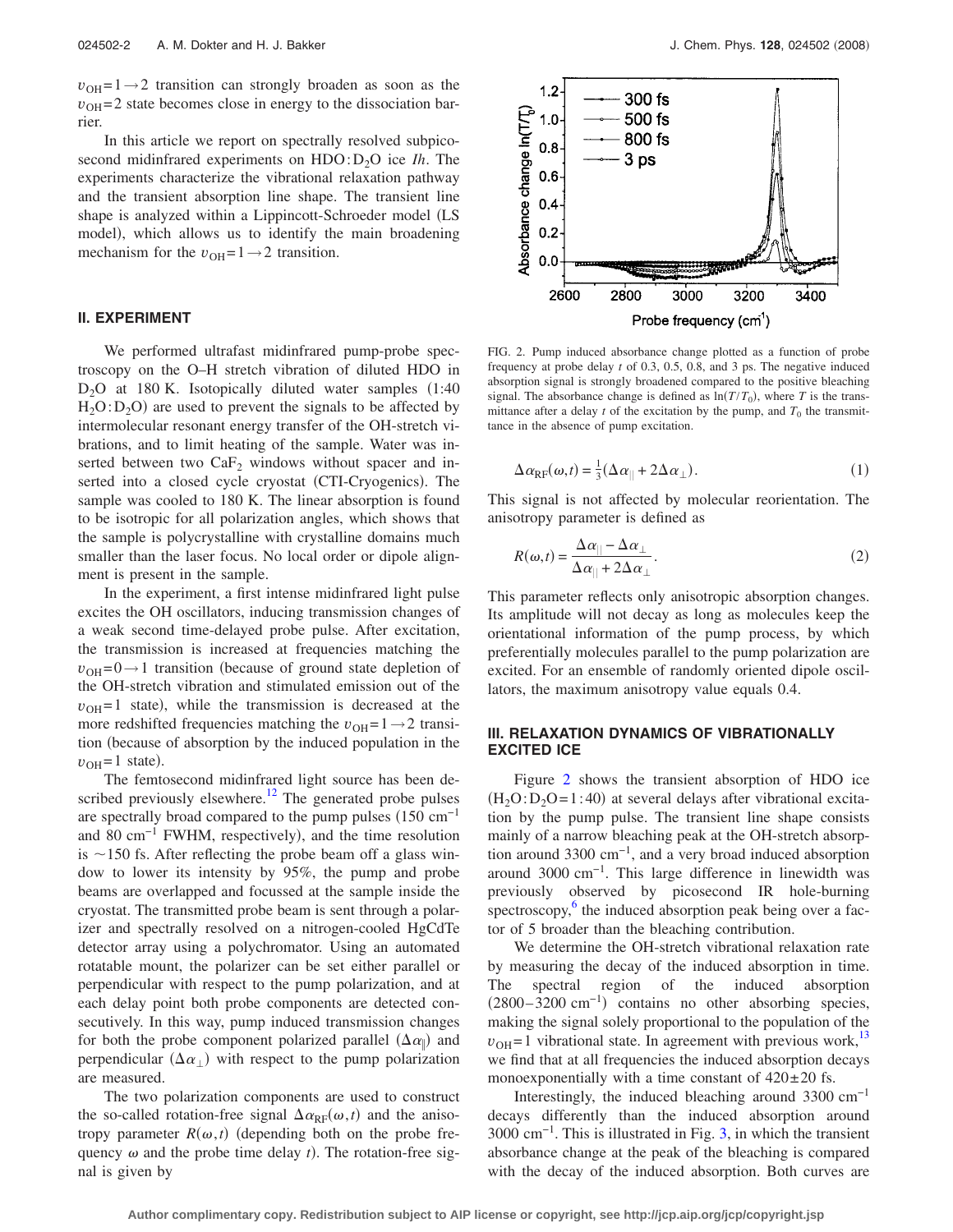$v_{OH}=1\rightarrow 2$ transition can strongly broaden as soon as the $v_{OH}=2$ state becomes close in energy to the dissociation barrier.

In this article we report on spectrally resolved subpicosecond midinfrared experiments on HDO:$D_2O$ ice *Ih*. The experiments characterize the vibrational relaxation pathway and the transient absorption line shape. The transient line shape is analyzed within a Lippincott-Schroeder model (LS model), which allows us to identify the main broadening mechanism for the $v_{OH}=1\rightarrow 2$ transition.

## II. EXPERIMENT

We performed ultrafast midinfrared pump-probe spectroscopy on the O–H stretch vibration of diluted HDO in $D_2O$ at 180 K. Isotopically diluted water samples (1:40 $H_2O$:$D_2O$) are used to prevent the signals to be affected by intermolecular resonant energy transfer of the OH-stretch vibrations, and to limit heating of the sample. Water was inserted between two $CaF_2$ windows without spacer and inserted into a closed cycle cryostat (CTI-Cryogenics). The sample was cooled to 180 K. The linear absorption is found to be isotropic for all polarization angles, which shows that the sample is polycrystalline with crystalline domains much smaller than the laser focus. No local order or dipole alignment is present in the sample.

In the experiment, a first intense midinfrared light pulse excites the OH oscillators, inducing transmission changes of a weak second time-delayed probe pulse. After excitation, the transmission is increased at frequencies matching the $v_{OH}=0\rightarrow 1$ transition (because of ground state depletion of the OH-stretch vibration and stimulated emission out of the $v_{OH}=1$ state), while the transmission is decreased at the more redshifted frequencies matching the $v_{OH}=1\rightarrow 2$ transition (because of absorption by the induced population in the $v_{OH}=1$ state).

The femtosecond midinfrared light source has been described previously elsewhere.[12] The generated probe pulses are spectrally broad compared to the pump pulses (150 $cm^{-1}$ and 80 $cm^{-1}$ FWHM, respectively), and the time resolution is ~150 fs. After reflecting the probe beam off a glass window to lower its intensity by 95%, the pump and probe beams are overlapped and focussed at the sample inside the cryostat. The transmitted probe beam is sent through a polarizer and spectrally resolved on a nitrogen-cooled HgCdTe detector array using a polychromator. Using an automated rotatable mount, the polarizer can be set either parallel or perpendicular with respect to the pump polarization, and at each delay point both probe components are detected consecutively. In this way, pump induced transmission changes for both the probe component polarized parallel ($\Delta\alpha_{\parallel}$) and perpendicular ($\Delta\alpha_{\perp}$) with respect to the pump polarization are measured.

The two polarization components are used to construct the so-called rotation-free signal $\Delta\alpha_{RF}(\omega,t)$ and the anisotropy parameter $R(\omega,t)$ (depending both on the probe frequency $\omega$ and the probe time delay $t$). The rotation-free signal is given by

Absorbance change ln(T/T$_0$)
300 fs
500 fs
800 fs
3 ps
Probe frequency (cm$^{-1}$)
2600 2800 3000 3200 3400
0.0 0.2 0.4 0.6 0.8 1.0 1.2

FIG. 2. Pump induced absorbance change plotted as a function of probe frequency at probe delay $t$ of 0.3, 0.5, 0.8, and 3 ps. The negative induced absorption signal is strongly broadened compared to the positive bleaching signal. The absorbance change is defined as $\ln(T/T_0)$, where $T$ is the transmittance after a delay $t$ of the excitation by the pump, and $T_0$ the transmittance in the absence of pump excitation.

$$\Delta\alpha_{RF}(\omega,t)=\tfrac{1}{3}(\Delta\alpha_{\parallel}+2\Delta\alpha_{\perp}). \tag{1}$$

This signal is not affected by molecular reorientation. The anisotropy parameter is defined as

$$R(\omega,t)=\frac{\Delta\alpha_{\parallel}-\Delta\alpha_{\perp}}{\Delta\alpha_{\parallel}+2\Delta\alpha_{\perp}}. \tag{2}$$

This parameter reflects only anisotropic absorption changes. Its amplitude will not decay as long as molecules keep the orientational information of the pump process, by which preferentially molecules parallel to the pump polarization are excited. For an ensemble of randomly oriented dipole oscillators, the maximum anisotropy value equals 0.4.

## III. RELAXATION DYNAMICS OF VIBRATIONALLY EXCITED ICE

Figure 2 shows the transient absorption of HDO ice ($H_2O$:$D_2O$=1:40) at several delays after vibrational excitation by the pump pulse. The transient line shape consists mainly of a narrow bleaching peak at the OH-stretch absorption around 3300 $cm^{-1}$, and a very broad induced absorption around 3000 $cm^{-1}$. This large difference in linewidth was previously observed by picosecond IR hole-burning spectroscopy,[6] the induced absorption peak being over a factor of 5 broader than the bleaching contribution.

We determine the OH-stretch vibrational relaxation rate by measuring the decay of the induced absorption in time. The spectral region of the induced absorption (2800–3200 $cm^{-1}$) contains no other absorbing species, making the signal solely proportional to the population of the $v_{OH}=1$ vibrational state. In agreement with previous work,[13] we find that at all frequencies the induced absorption decays monoexponentially with a time constant of 420±20 fs.

Interestingly, the induced bleaching around 3300 $cm^{-1}$ decays differently than the induced absorption around 3000 $cm^{-1}$. This is illustrated in Fig. 3, in which the transient absorbance change at the peak of the bleaching is compared with the decay of the induced absorption. Both curves are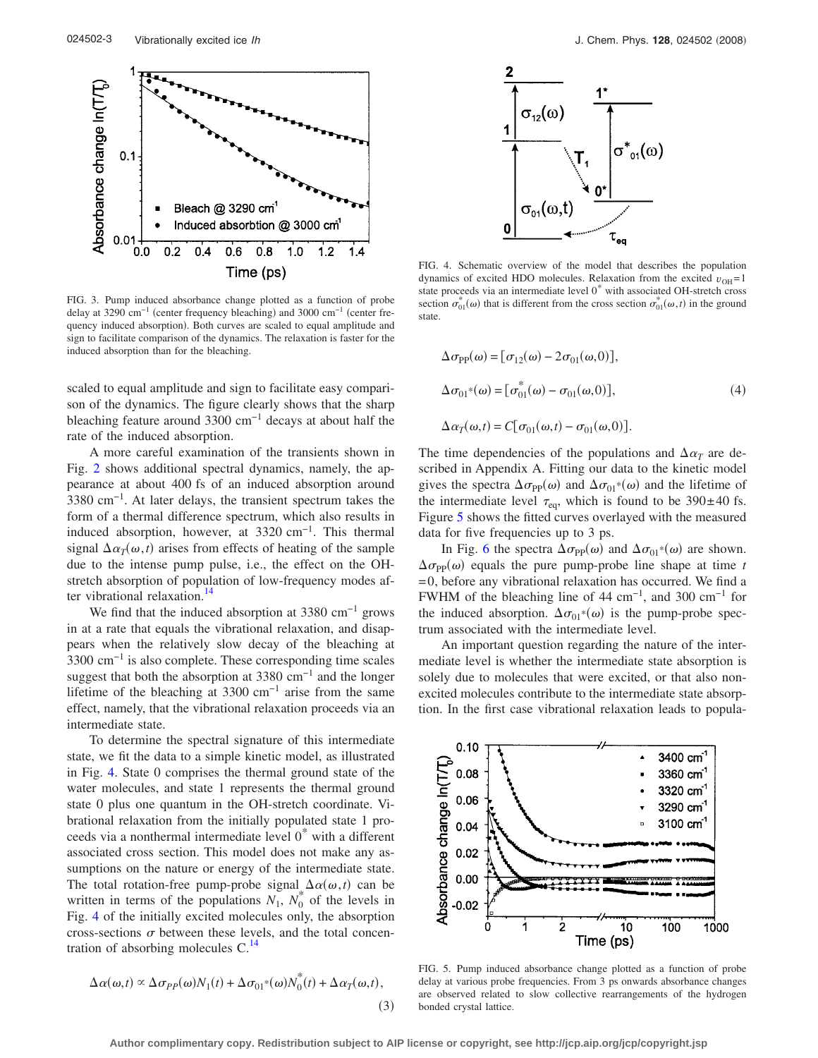Absorbance change ln(T/T$_0$)

1

0.1

0.01

0.0 0.2 0.4 0.6 0.8 1.0 1.2 1.4

Time (ps)

Bleach @ 3290 cm$^{-1}$

Induced absorbtion @ 3000 cm$^{-1}$

FIG. 3. Pump induced absorbance change plotted as a function of probe delay at 3290 cm$^{-1}$ (center frequency bleaching) and 3000 cm$^{-1}$ (center frequency induced absorption). Both curves are scaled to equal amplitude and sign to facilitate comparison of the dynamics. The relaxation is faster for the induced absorption than for the bleaching.

scaled to equal amplitude and sign to facilitate easy comparison of the dynamics. The figure clearly shows that the sharp bleaching feature around 3300 cm$^{-1}$ decays at about half the rate of the induced absorption.

A more careful examination of the transients shown in Fig. 2 shows additional spectral dynamics, namely, the appearance at about 400 fs of an induced absorption around 3380 cm$^{-1}$. At later delays, the transient spectrum takes the form of a thermal difference spectrum, which also results in induced absorption, however, at 3320 cm$^{-1}$. This thermal signal $\Delta\alpha_T(\omega,t)$ arises from effects of heating of the sample due to the intense pump pulse, i.e., the effect on the OH-stretch absorption of population of low-frequency modes after vibrational relaxation.[14]

We find that the induced absorption at 3380 cm$^{-1}$ grows in at a rate that equals the vibrational relaxation, and disappears when the relatively slow decay of the bleaching at 3300 cm$^{-1}$ is also complete. These corresponding time scales suggest that both the absorption at 3380 cm$^{-1}$ and the longer lifetime of the bleaching at 3300 cm$^{-1}$ arise from the same effect, namely, that the vibrational relaxation proceeds via an intermediate state.

To determine the spectral signature of this intermediate state, we fit the data to a simple kinetic model, as illustrated in Fig. 4. State 0 comprises the thermal ground state of the water molecules, and state 1 represents the thermal ground state 0 plus one quantum in the OH-stretch coordinate. Vibrational relaxation from the initially populated state 1 proceeds via a nonthermal intermediate level $0^*$ with a different associated cross section. This model does not make any assumptions on the nature or energy of the intermediate state. The total rotation-free pump-probe signal $\Delta\alpha(\omega,t)$ can be written in terms of the populations $N_1$, $N_0^*$ of the levels in Fig. 4 of the initially excited molecules only, the absorption cross-sections $\sigma$ between these levels, and the total concentration of absorbing molecules C.[14]

$$\Delta\alpha(\omega,t) \propto \Delta\sigma_{PP}(\omega)N_1(t) + \Delta\sigma_{01^*}(\omega)N_0^*(t) + \Delta\alpha_T(\omega,t), \tag{3}$$

2

1

0

1*

0*

$\sigma_{12}(\omega)$

$\sigma^*_{01}(\omega)$

$\sigma_{01}(\omega,t)$

T$_1$

$\tau_{eq}$

FIG. 4. Schematic overview of the model that describes the population dynamics of excited HDO molecules. Relaxation from the excited $v_{OH}=1$ state proceeds via an intermediate level $0^*$ with associated OH-stretch cross section $\sigma_{01}^*(\omega)$ that is different from the cross section $\sigma_{01}^*(\omega,t)$ in the ground state.

$$\begin{aligned}
\Delta\sigma_{PP}(\omega) &= [\sigma_{12}(\omega) - 2\sigma_{01}(\omega,0)], \\
\Delta\sigma_{01^*}(\omega) &= [\sigma_{01}^*(\omega) - \sigma_{01}(\omega,0)], \\
\Delta\alpha_T(\omega,t) &= C[\sigma_{01}(\omega,t) - \sigma_{01}(\omega,0)].
\end{aligned} \tag{4}$$

The time dependencies of the populations and $\Delta\alpha_T$ are described in Appendix A. Fitting our data to the kinetic model gives the spectra $\Delta\sigma_{PP}(\omega)$ and $\Delta\sigma_{01^*}(\omega)$ and the lifetime of the intermediate level $\tau_{eq}$, which is found to be 390±40 fs. Figure 5 shows the fitted curves overlayed with the measured data for five frequencies up to 3 ps.

In Fig. 6 the spectra $\Delta\sigma_{PP}(\omega)$ and $\Delta\sigma_{01^*}(\omega)$ are shown. $\Delta\sigma_{PP}(\omega)$ equals the pure pump-probe line shape at time $t=0$, before any vibrational relaxation has occurred. We find a FWHM of the bleaching line of 44 cm$^{-1}$, and 300 cm$^{-1}$ for the induced absorption. $\Delta\sigma_{01^*}(\omega)$ is the pump-probe spectrum associated with the intermediate level.

An important question regarding the nature of the intermediate level is whether the intermediate state absorption is solely due to molecules that were excited, or that also nonexcited molecules contribute to the intermediate state absorption. In the first case vibrational relaxation leads to popula-

Absorbance change ln(T/T$_0$)

0.10

0.08

0.06

0.04

0.02

0.00

-0.02

0 1 2 10 100 1000

Time (ps)

3400 cm$^{-1}$

3360 cm$^{-1}$

3320 cm$^{-1}$

3290 cm$^{-1}$

3100 cm$^{-1}$

FIG. 5. Pump induced absorbance change plotted as a function of probe delay at various probe frequencies. From 3 ps onwards absorbance changes are observed related to slow collective rearrangements of the hydrogen bonded crystal lattice.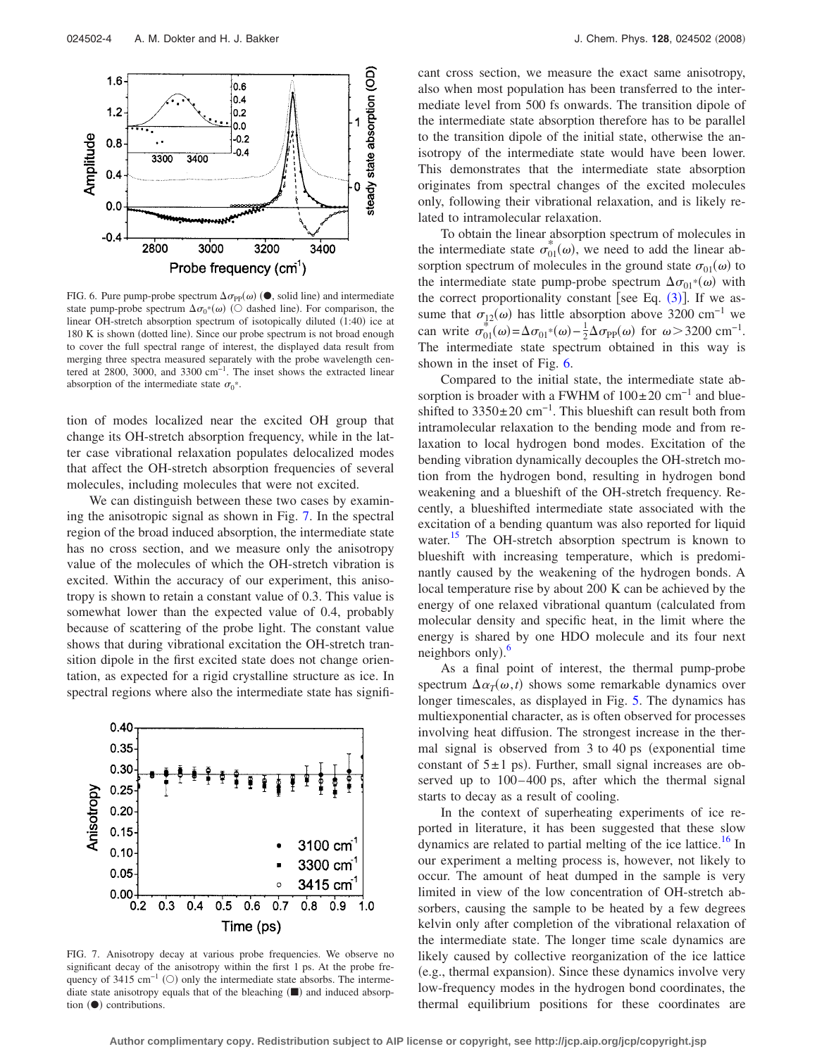1.6
1.2
0.8
0.4
0.0
-0.4
Amplitude
2800
3000
3200
3400
Probe frequency (cm$^{-1}$)
steady state absorption (OD)
1
0
0.6
0.4
0.2
0.0
-0.2
-0.4
3300
3400

FIG. 6. Pure pump-probe spectrum $\Delta\sigma_{PP}(\omega)$ (●, solid line) and intermediate state pump-probe spectrum $\Delta\sigma_{0^*}(\omega)$ (○ dashed line). For comparison, the linear OH-stretch absorption spectrum of isotopically diluted (1:40) ice at 180 K is shown (dotted line). Since our probe spectrum is not broad enough to cover the full spectral range of interest, the displayed data result from merging three spectra measured separately with the probe wavelength centered at 2800, 3000, and 3300 cm$^{-1}$. The inset shows the extracted linear absorption of the intermediate state $\sigma_{0^*}$.

tion of modes localized near the excited OH group that change its OH-stretch absorption frequency, while in the latter case vibrational relaxation populates delocalized modes that affect the OH-stretch absorption frequencies of several molecules, including molecules that were not excited.

We can distinguish between these two cases by examining the anisotropic signal as shown in Fig. 7. In the spectral region of the broad induced absorption, the intermediate state has no cross section, and we measure only the anisotropy value of the molecules of which the OH-stretch vibration is excited. Within the accuracy of our experiment, this anisotropy is shown to retain a constant value of 0.3. This value is somewhat lower than the expected value of 0.4, probably because of scattering of the probe light. The constant value shows that during vibrational excitation the OH-stretch transition dipole in the first excited state does not change orientation, as expected for a rigid crystalline structure as ice. In spectral regions where also the intermediate state has significant cross section, we measure the exact same anisotropy, also when most population has been transferred to the intermediate level from 500 fs onwards. The transition dipole of the intermediate state absorption therefore has to be parallel to the transition dipole of the initial state, otherwise the anisotropy of the intermediate state would have been lower. This demonstrates that the intermediate state absorption originates from spectral changes of the excited molecules only, following their vibrational relaxation, and is likely related to intramolecular relaxation.

0.40
0.35
0.30
0.25
0.20
0.15
0.10
0.05
0.00
Anisotropy
0.2 0.3 0.4 0.5 0.6 0.7 0.8 0.9 1.0
Time (ps)
• 3100 cm$^{-1}$
▪ 3300 cm$^{-1}$
○ 3415 cm$^{-1}$

FIG. 7. Anisotropy decay at various probe frequencies. We observe no significant decay of the anisotropy within the first 1 ps. At the probe frequency of 3415 cm$^{-1}$ (○) only the intermediate state absorbs. The intermediate state anisotropy equals that of the bleaching (■) and induced absorption (●) contributions.

To obtain the linear absorption spectrum of molecules in the intermediate state $\sigma^*_{01}(\omega)$, we need to add the linear absorption spectrum of molecules in the ground state $\sigma_{01}(\omega)$ to the intermediate state pump-probe spectrum $\Delta\sigma_{01^*}(\omega)$ with the correct proportionality constant [see Eq. (3)]. If we assume that $\sigma_{12}(\omega)$ has little absorption above 3200 cm$^{-1}$ we can write $\sigma^*_{01}(\omega)=\Delta\sigma_{01^*}(\omega)-\frac{1}{2}\Delta\sigma_{PP}(\omega)$ for $\omega>3200$ cm$^{-1}$. The intermediate state spectrum obtained in this way is shown in the inset of Fig. 6.

Compared to the initial state, the intermediate state absorption is broader with a FWHM of $100\pm20$ cm$^{-1}$ and blueshifted to $3350\pm20$ cm$^{-1}$. This blueshift can result both from intramolecular relaxation to the bending mode and from relaxation to local hydrogen bond modes. Excitation of the bending vibration dynamically decouples the OH-stretch motion from the hydrogen bond, resulting in hydrogen bond weakening and a blueshift of the OH-stretch frequency. Recently, a blueshifted intermediate state associated with the excitation of a bending quantum was also reported for liquid water.[15] The OH-stretch absorption spectrum is known to blueshift with increasing temperature, which is predominantly caused by the weakening of the hydrogen bonds. A local temperature rise by about 200 K can be achieved by the energy of one relaxed vibrational quantum (calculated from molecular density and specific heat, in the limit where the energy is shared by one HDO molecule and its four next neighbors only).[6]

As a final point of interest, the thermal pump-probe spectrum $\Delta\alpha_T(\omega,t)$ shows some remarkable dynamics over longer timescales, as displayed in Fig. 5. The dynamics has multiexponential character, as is often observed for processes involving heat diffusion. The strongest increase in the thermal signal is observed from 3 to 40 ps (exponential time constant of $5\pm1$ ps). Further, small signal increases are observed up to 100–400 ps, after which the thermal signal starts to decay as a result of cooling.

In the context of superheating experiments of ice reported in literature, it has been suggested that these slow dynamics are related to partial melting of the ice lattice.[16] In our experiment a melting process is, however, not likely to occur. The amount of heat dumped in the sample is very limited in view of the low concentration of OH-stretch absorbers, causing the sample to be heated by a few degrees kelvin only after completion of the vibrational relaxation of the intermediate state. The longer time scale dynamics are likely caused by collective reorganization of the ice lattice (e.g., thermal expansion). Since these dynamics involve very low-frequency modes in the hydrogen bond coordinates, the thermal equilibrium positions for these coordinates are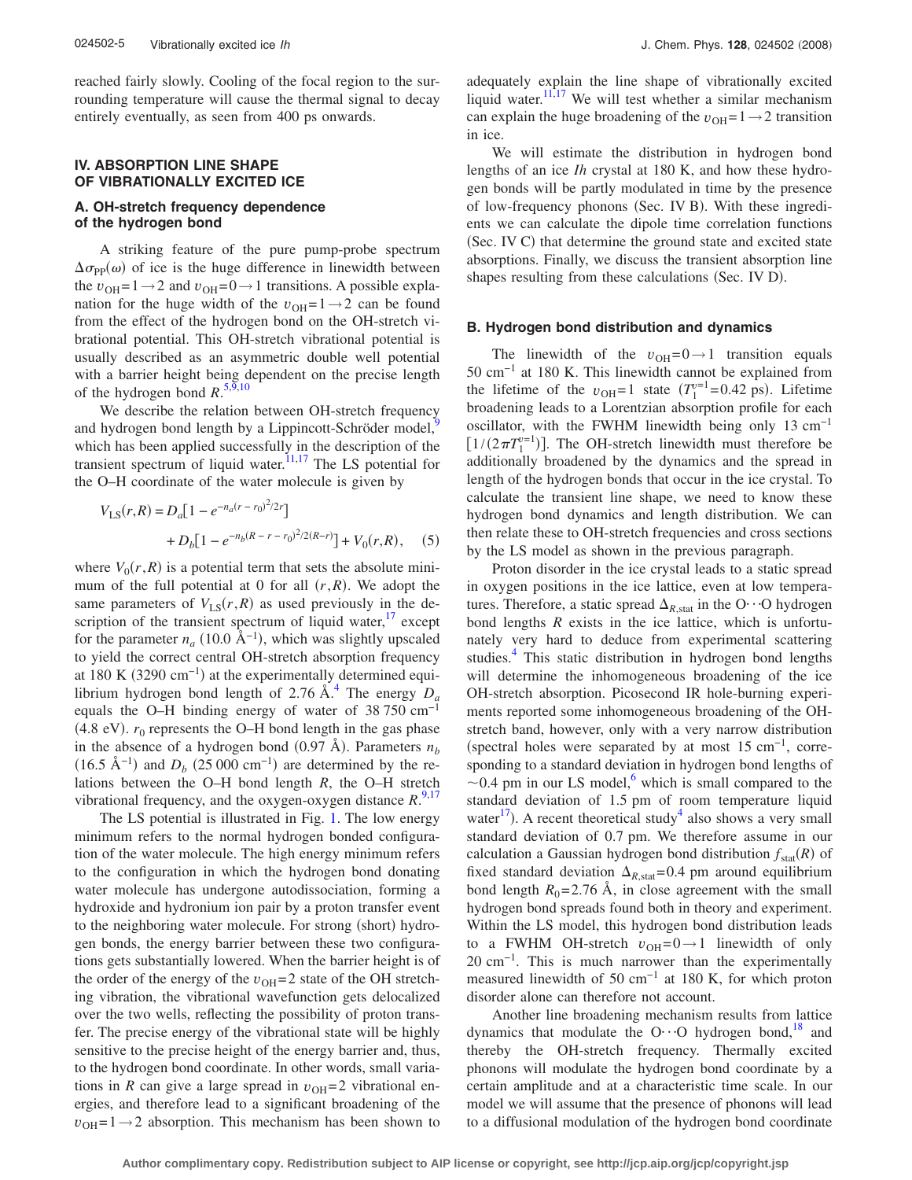reached fairly slowly. Cooling of the focal region to the surrounding temperature will cause the thermal signal to decay entirely eventually, as seen from 400 ps onwards.

## IV. ABSORPTION LINE SHAPE OF VIBRATIONALLY EXCITED ICE

### A. OH-stretch frequency dependence of the hydrogen bond

A striking feature of the pure pump-probe spectrum $\Delta\sigma_{PP}(\omega)$ of ice is the huge difference in linewidth between the $v_{OH}=1\rightarrow 2$ and $v_{OH}=0\rightarrow 1$ transitions. A possible explanation for the huge width of the $v_{OH}=1\rightarrow 2$ can be found from the effect of the hydrogen bond on the OH-stretch vibrational potential. This OH-stretch vibrational potential is usually described as an asymmetric double well potential with a barrier height being dependent on the precise length of the hydrogen bond $R$.[5,9,10]

We describe the relation between OH-stretch frequency and hydrogen bond length by a Lippincott-Schröder model,[9] which has been applied successfully in the description of the transient spectrum of liquid water.[11,17] The LS potential for the O–H coordinate of the water molecule is given by

$$V_{LS}(r,R) = D_a[1 - e^{-n_a(r-r_0)^2/2r}] + D_b[1 - e^{-n_b(R-r-r_0)^2/2(R-r)}] + V_0(r,R), \quad (5)$$

where $V_0(r,R)$ is a potential term that sets the absolute minimum of the full potential at 0 for all $(r,R)$. We adopt the same parameters of $V_{LS}(r,R)$ as used previously in the description of the transient spectrum of liquid water,[17] except for the parameter $n_a$ (10.0 Å$^{-1}$), which was slightly upscaled to yield the correct central OH-stretch absorption frequency at 180 K (3290 cm$^{-1}$) at the experimentally determined equilibrium hydrogen bond length of 2.76 Å.[4] The energy $D_a$ equals the O–H binding energy of water of 38 750 cm$^{-1}$ (4.8 eV). $r_0$ represents the O–H bond length in the gas phase in the absence of a hydrogen bond (0.97 Å). Parameters $n_b$ (16.5 Å$^{-1}$) and $D_b$ (25 000 cm$^{-1}$) are determined by the relations between the O–H bond length $R$, the O–H stretch vibrational frequency, and the oxygen-oxygen distance $R$.[9,17]

The LS potential is illustrated in Fig. 1. The low energy minimum refers to the normal hydrogen bonded configuration of the water molecule. The high energy minimum refers to the configuration in which the hydrogen bond donating water molecule has undergone autodissociation, forming a hydroxide and hydronium ion pair by a proton transfer event to the neighboring water molecule. For strong (short) hydrogen bonds, the energy barrier between these two configurations gets substantially lowered. When the barrier height is of the order of the energy of the $v_{OH}=2$ state of the OH stretching vibration, the vibrational wavefunction gets delocalized over the two wells, reflecting the possibility of proton transfer. The precise energy of the vibrational state will be highly sensitive to the precise height of the energy barrier and, thus, to the hydrogen bond coordinate. In other words, small variations in $R$ can give a large spread in $v_{OH}=2$ vibrational energies, and therefore lead to a significant broadening of the $v_{OH}=1\rightarrow 2$ absorption. This mechanism has been shown to adequately explain the line shape of vibrationally excited liquid water.[11,17] We will test whether a similar mechanism can explain the huge broadening of the $v_{OH}=1\rightarrow 2$ transition in ice.

We will estimate the distribution in hydrogen bond lengths of an ice *Ih* crystal at 180 K, and how these hydrogen bonds will be partly modulated in time by the presence of low-frequency phonons (Sec. IV B). With these ingredients we can calculate the dipole time correlation functions (Sec. IV C) that determine the ground state and excited state absorptions. Finally, we discuss the transient absorption line shapes resulting from these calculations (Sec. IV D).

### B. Hydrogen bond distribution and dynamics

The linewidth of the $v_{OH}=0\rightarrow 1$ transition equals 50 cm$^{-1}$ at 180 K. This linewidth cannot be explained from the lifetime of the $v_{OH}=1$ state ($T_1^{v=1}=0.42$ ps). Lifetime broadening leads to a Lorentzian absorption profile for each oscillator, with the FWHM linewidth being only 13 cm$^{-1}$ $[1/(2\pi T_1^{v=1})]$. The OH-stretch linewidth must therefore be additionally broadened by the dynamics and the spread in length of the hydrogen bonds that occur in the ice crystal. To calculate the transient line shape, we need to know these hydrogen bond dynamics and length distribution. We can then relate these to OH-stretch frequencies and cross sections by the LS model as shown in the previous paragraph.

Proton disorder in the ice crystal leads to a static spread in oxygen positions in the ice lattice, even at low temperatures. Therefore, a static spread $\Delta_{R,stat}$ in the O···O hydrogen bond lengths $R$ exists in the ice lattice, which is unfortunately very hard to deduce from experimental scattering studies.[4] This static distribution in hydrogen bond lengths will determine the inhomogeneous broadening of the ice OH-stretch absorption. Picosecond IR hole-burning experiments reported some inhomogeneous broadening of the OH-stretch band, however, only with a very narrow distribution (spectral holes were separated by at most 15 cm$^{-1}$, corresponding to a standard deviation in hydrogen bond lengths of ~0.4 pm in our LS model,[6] which is small compared to the standard deviation of 1.5 pm of room temperature liquid water[17]). A recent theoretical study[4] also shows a very small standard deviation of 0.7 pm. We therefore assume in our calculation a Gaussian hydrogen bond distribution $f_{stat}(R)$ of fixed standard deviation $\Delta_{R,stat}=0.4$ pm around equilibrium bond length $R_0=2.76$ Å, in close agreement with the small hydrogen bond spreads found both in theory and experiment. Within the LS model, this hydrogen bond distribution leads to a FWHM OH-stretch $v_{OH}=0\rightarrow 1$ linewidth of only 20 cm$^{-1}$. This is much narrower than the experimentally measured linewidth of 50 cm$^{-1}$ at 180 K, for which proton disorder alone can therefore not account.

Another line broadening mechanism results from lattice dynamics that modulate the O···O hydrogen bond,[18] and thereby the OH-stretch frequency. Thermally excited phonons will modulate the hydrogen bond coordinate by a certain amplitude and at a characteristic time scale. In our model we will assume that the presence of phonons will lead to a diffusional modulation of the hydrogen bond coordinate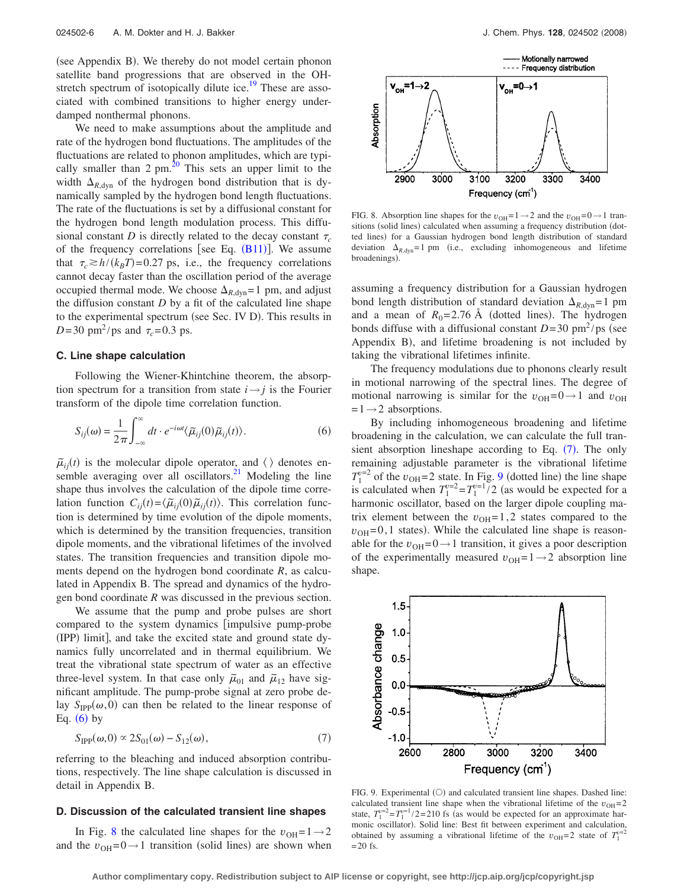(see Appendix B). We thereby do not model certain phonon satellite band progressions that are observed in the OH-stretch spectrum of isotopically dilute ice.[19] These are associated with combined transitions to higher energy underdamped nonthermal phonons.

We need to make assumptions about the amplitude and rate of the hydrogen bond fluctuations. The amplitudes of the fluctuations are related to phonon amplitudes, which are typically smaller than 2 pm.[20] This sets an upper limit to the width $\Delta_{R,\mathrm{dyn}}$ of the hydrogen bond distribution that is dynamically sampled by the hydrogen bond length fluctuations. The rate of the fluctuations is set by a diffusional constant for the hydrogen bond length modulation process. This diffusional constant $D$ is directly related to the decay constant $\tau_c$ of the frequency correlations [see Eq. (B11)]. We assume that $\tau_c \gtrsim h/(k_B T) = 0.27$ ps, i.e., the frequency correlations cannot decay faster than the oscillation period of the average occupied thermal mode. We choose $\Delta_{R,\mathrm{dyn}} = 1$ pm, and adjust the diffusion constant $D$ by a fit of the calculated line shape to the experimental spectrum (see Sec. IV D). This results in $D = 30$ pm$^2$/ps and $\tau_c = 0.3$ ps.

### C. Line shape calculation

Following the Wiener-Khintchine theorem, the absorption spectrum for a transition from state $i \to j$ is the Fourier transform of the dipole time correlation function.

$$S_{ij}(\omega) = \frac{1}{2\pi} \int_{-\infty}^{\infty} dt \cdot e^{-i\omega t} \langle \tilde{\mu}_{ij}(0) \tilde{\mu}_{ij}(t) \rangle. \tag{6}$$

$\tilde{\mu}_{ij}(t)$ is the molecular dipole operator, and $\langle\,\rangle$ denotes ensemble averaging over all oscillators.[21] Modeling the line shape thus involves the calculation of the dipole time correlation function $C_{ij}(t) = \langle \tilde{\mu}_{ij}(0) \tilde{\mu}_{ij}(t) \rangle$. This correlation function is determined by time evolution of the dipole moments, which is determined by the transition frequencies, transition dipole moments, and the vibrational lifetimes of the involved states. The transition frequencies and transition dipole moments depend on the hydrogen bond coordinate $R$, as calculated in Appendix B. The spread and dynamics of the hydrogen bond coordinate $R$ was discussed in the previous section.

We assume that the pump and probe pulses are short compared to the system dynamics [impulsive pump-probe (IPP) limit], and take the excited state and ground state dynamics fully uncorrelated and in thermal equilibrium. We treat the vibrational state spectrum of water as an effective three-level system. In that case only $\tilde{\mu}_{01}$ and $\tilde{\mu}_{12}$ have significant amplitude. The pump-probe signal at zero probe delay $S_{\mathrm{IPP}}(\omega, 0)$ can then be related to the linear response of Eq. (6) by

$$S_{\mathrm{IPP}}(\omega, 0) \propto 2S_{01}(\omega) - S_{12}(\omega), \tag{7}$$

referring to the bleaching and induced absorption contributions, respectively. The line shape calculation is discussed in detail in Appendix B.

### D. Discussion of the calculated transient line shapes

In Fig. 8 the calculated line shapes for the $v_{\mathrm{OH}} = 1 \to 2$ and the $v_{\mathrm{OH}} = 0 \to 1$ transition (solid lines) are shown when assuming a frequency distribution for a Gaussian hydrogen bond length distribution of standard deviation $\Delta_{R,\mathrm{dyn}} = 1$ pm and a mean of $R_0 = 2.76$ Å (dotted lines). The hydrogen bonds diffuse with a diffusional constant $D = 30$ pm$^2$/ps (see Appendix B), and lifetime broadening is not included by taking the vibrational lifetimes infinite.

The frequency modulations due to phonons clearly result in motional narrowing of the spectral lines. The degree of motional narrowing is similar for the $v_{\mathrm{OH}} = 0 \to 1$ and $v_{\mathrm{OH}} = 1 \to 2$ absorptions.

By including inhomogeneous broadening and lifetime broadening in the calculation, we can calculate the full transient absorption lineshape according to Eq. (7). The only remaining adjustable parameter is the vibrational lifetime $T_1^{v=2}$ of the $v_{\mathrm{OH}} = 2$ state. In Fig. 9 (dotted line) the line shape is calculated when $T_1^{v=2} = T_1^{v=1}/2$ (as would be expected for a harmonic oscillator, based on the larger dipole coupling matrix element between the $v_{\mathrm{OH}} = 1, 2$ states compared to the $v_{\mathrm{OH}} = 0, 1$ states). While the calculated line shape is reasonable for the $v_{\mathrm{OH}} = 0 \to 1$ transition, it gives a poor description of the experimentally measured $v_{\mathrm{OH}} = 1 \to 2$ absorption line shape.

Motionally narrowed
Frequency distribution
$v_{OH}$=1→2
$v_{OH}$=0→1
Absorption
2900 3000 3100 3200 3300 3400
Frequency (cm$^{-1}$)

FIG. 8. Absorption line shapes for the $v_{\mathrm{OH}} = 1 \to 2$ and the $v_{\mathrm{OH}} = 0 \to 1$ transitions (solid lines) calculated when assuming a frequency distribution (dotted lines) for a Gaussian hydrogen bond length distribution of standard deviation $\Delta_{R,\mathrm{dyn}} = 1$ pm (i.e., excluding inhomogeneous and lifetime broadenings).

Absorbance change
1.5
1.0
0.5
0.0
-0.5
-1.0
2600 2800 3000 3200 3400
Frequency (cm$^{-1}$)

FIG. 9. Experimental (○) and calculated transient line shapes. Dashed line: calculated transient line shape when the vibrational lifetime of the $v_{\mathrm{OH}} = 2$ state, $T_1^{v=2} = T_1^{v=1}/2 = 210$ fs (as would be expected for an approximate harmonic oscillator). Solid line: Best fit between experiment and calculation, obtained by assuming a vibrational lifetime of the $v_{\mathrm{OH}} = 2$ state of $T_1^{v=2} = 20$ fs.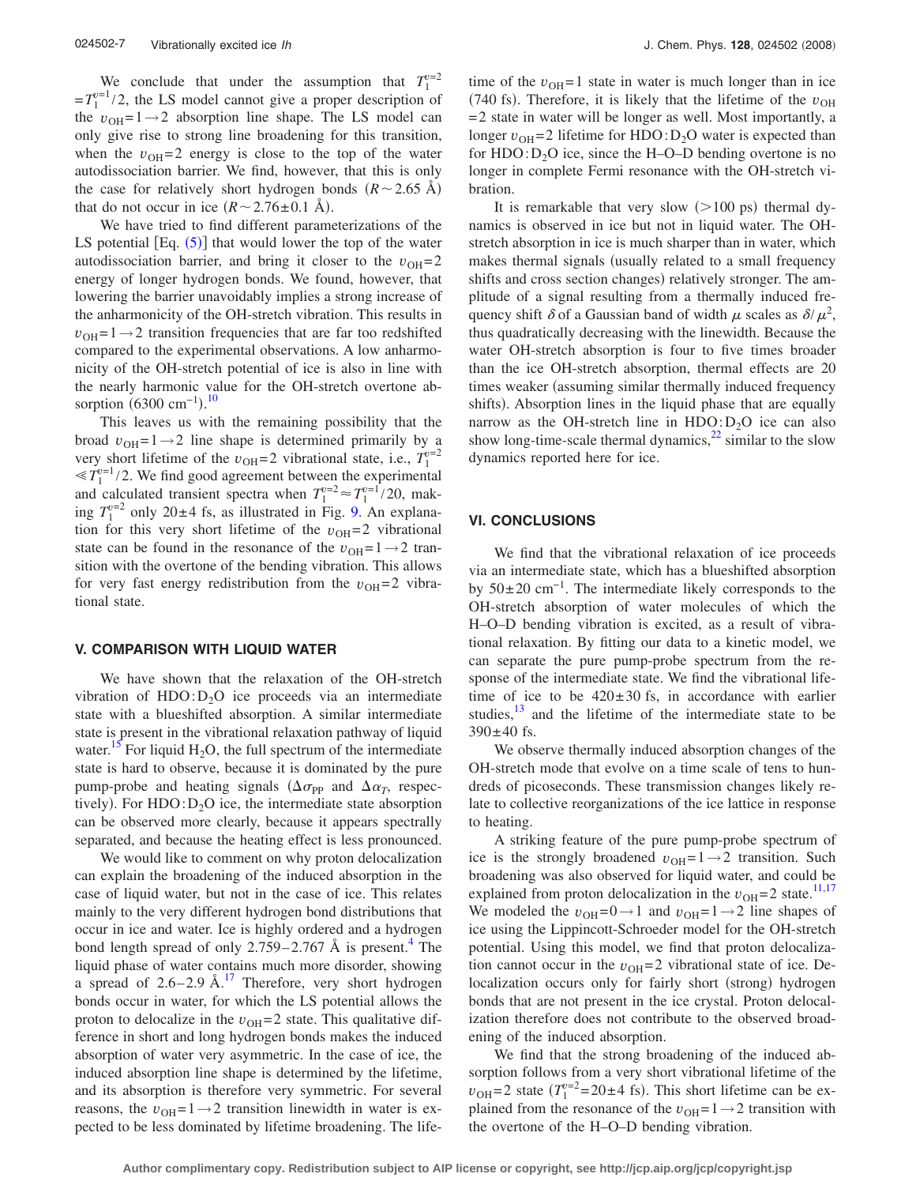We conclude that under the assumption that $T_1^{v=2} = T_1^{v=1}/2$, the LS model cannot give a proper description of the $v_{OH}=1\rightarrow 2$ absorption line shape. The LS model can only give rise to strong line broadening for this transition, when the $v_{OH}=2$ energy is close to the top of the water autodissociation barrier. We find, however, that this is only the case for relatively short hydrogen bonds ($R\sim 2.65$ Å) that do not occur in ice ($R\sim 2.76\pm 0.1$ Å).

We have tried to find different parameterizations of the LS potential [Eq. (5)] that would lower the top of the water autodissociation barrier, and bring it closer to the $v_{OH}=2$ energy of longer hydrogen bonds. We found, however, that lowering the barrier unavoidably implies a strong increase of the anharmonicity of the OH-stretch vibration. This results in $v_{OH}=1\rightarrow 2$ transition frequencies that are far too redshifted compared to the experimental observations. A low anharmonicity of the OH-stretch potential of ice is also in line with the nearly harmonic value for the OH-stretch overtone absorption (6300 $cm^{-1}$).[10]

This leaves us with the remaining possibility that the broad $v_{OH}=1\rightarrow 2$ line shape is determined primarily by a very short lifetime of the $v_{OH}=2$ vibrational state, i.e., $T_1^{v=2} \ll T_1^{v=1}/2$. We find good agreement between the experimental and calculated transient spectra when $T_1^{v=2}\approx T_1^{v=1}/20$, making $T_1^{v=2}$ only $20\pm 4$ fs, as illustrated in Fig. 9. An explanation for this very short lifetime of the $v_{OH}=2$ vibrational state can be found in the resonance of the $v_{OH}=1\rightarrow 2$ transition with the overtone of the bending vibration. This allows for very fast energy redistribution from the $v_{OH}=2$ vibrational state.

## V. COMPARISON WITH LIQUID WATER

We have shown that the relaxation of the OH-stretch vibration of $HDO:D_2O$ ice proceeds via an intermediate state with a blueshifted absorption. A similar intermediate state is present in the vibrational relaxation pathway of liquid water.[15] For liquid $H_2O$, the full spectrum of the intermediate state is hard to observe, because it is dominated by the pure pump-probe and heating signals ($\Delta\sigma_{PP}$ and $\Delta\alpha_T$, respectively). For $HDO:D_2O$ ice, the intermediate state absorption can be observed more clearly, because it appears spectrally separated, and because the heating effect is less pronounced.

We would like to comment on why proton delocalization can explain the broadening of the induced absorption in the case of liquid water, but not in the case of ice. This relates mainly to the very different hydrogen bond distributions that occur in ice and water. Ice is highly ordered and a hydrogen bond length spread of only 2.759–2.767 Å is present.[4] The liquid phase of water contains much more disorder, showing a spread of 2.6–2.9 Å.[17] Therefore, very short hydrogen bonds occur in water, for which the LS potential allows the proton to delocalize in the $v_{OH}=2$ state. This qualitative difference in short and long hydrogen bonds makes the induced absorption of water very asymmetric. In the case of ice, the induced absorption line shape is determined by the lifetime, and its absorption is therefore very symmetric. For several reasons, the $v_{OH}=1\rightarrow 2$ transition linewidth in water is expected to be less dominated by lifetime broadening. The lifetime of the $v_{OH}=1$ state in water is much longer than in ice (740 fs). Therefore, it is likely that the lifetime of the $v_{OH}=2$ state in water will be longer as well. Most importantly, a longer $v_{OH}=2$ lifetime for $HDO:D_2O$ water is expected than for $HDO:D_2O$ ice, since the H–O–D bending overtone is no longer in complete Fermi resonance with the OH-stretch vibration.

It is remarkable that very slow (>100 ps) thermal dynamics is observed in ice but not in liquid water. The OH-stretch absorption in ice is much sharper than in water, which makes thermal signals (usually related to a small frequency shifts and cross section changes) relatively stronger. The amplitude of a signal resulting from a thermally induced frequency shift $\delta$ of a Gaussian band of width $\mu$ scales as $\delta/\mu^2$, thus quadratically decreasing with the linewidth. Because the water OH-stretch absorption is four to five times broader than the ice OH-stretch absorption, thermal effects are 20 times weaker (assuming similar thermally induced frequency shifts). Absorption lines in the liquid phase that are equally narrow as the OH-stretch line in $HDO:D_2O$ ice can also show long-time-scale thermal dynamics,[22] similar to the slow dynamics reported here for ice.

## VI. CONCLUSIONS

We find that the vibrational relaxation of ice proceeds via an intermediate state, which has a blueshifted absorption by $50\pm 20$ $cm^{-1}$. The intermediate likely corresponds to the OH-stretch absorption of water molecules of which the H–O–D bending vibration is excited, as a result of vibrational relaxation. By fitting our data to a kinetic model, we can separate the pure pump-probe spectrum from the response of the intermediate state. We find the vibrational lifetime of ice to be $420\pm 30$ fs, in accordance with earlier studies,[13] and the lifetime of the intermediate state to be $390\pm 40$ fs.

We observe thermally induced absorption changes of the OH-stretch mode that evolve on a time scale of tens to hundreds of picoseconds. These transmission changes likely relate to collective reorganizations of the ice lattice in response to heating.

A striking feature of the pure pump-probe spectrum of ice is the strongly broadened $v_{OH}=1\rightarrow 2$ transition. Such broadening was also observed for liquid water, and could be explained from proton delocalization in the $v_{OH}=2$ state.[11,17] We modeled the $v_{OH}=0\rightarrow 1$ and $v_{OH}=1\rightarrow 2$ line shapes of ice using the Lippincott-Schroeder model for the OH-stretch potential. Using this model, we find that proton delocalization cannot occur in the $v_{OH}=2$ vibrational state of ice. Delocalization occurs only for fairly short (strong) hydrogen bonds that are not present in the ice crystal. Proton delocalization therefore does not contribute to the observed broadening of the induced absorption.

We find that the strong broadening of the induced absorption follows from a very short vibrational lifetime of the $v_{OH}=2$ state ($T_1^{v=2}=20\pm 4$ fs). This short lifetime can be explained from the resonance of the $v_{OH}=1\rightarrow 2$ transition with the overtone of the H–O–D bending vibration.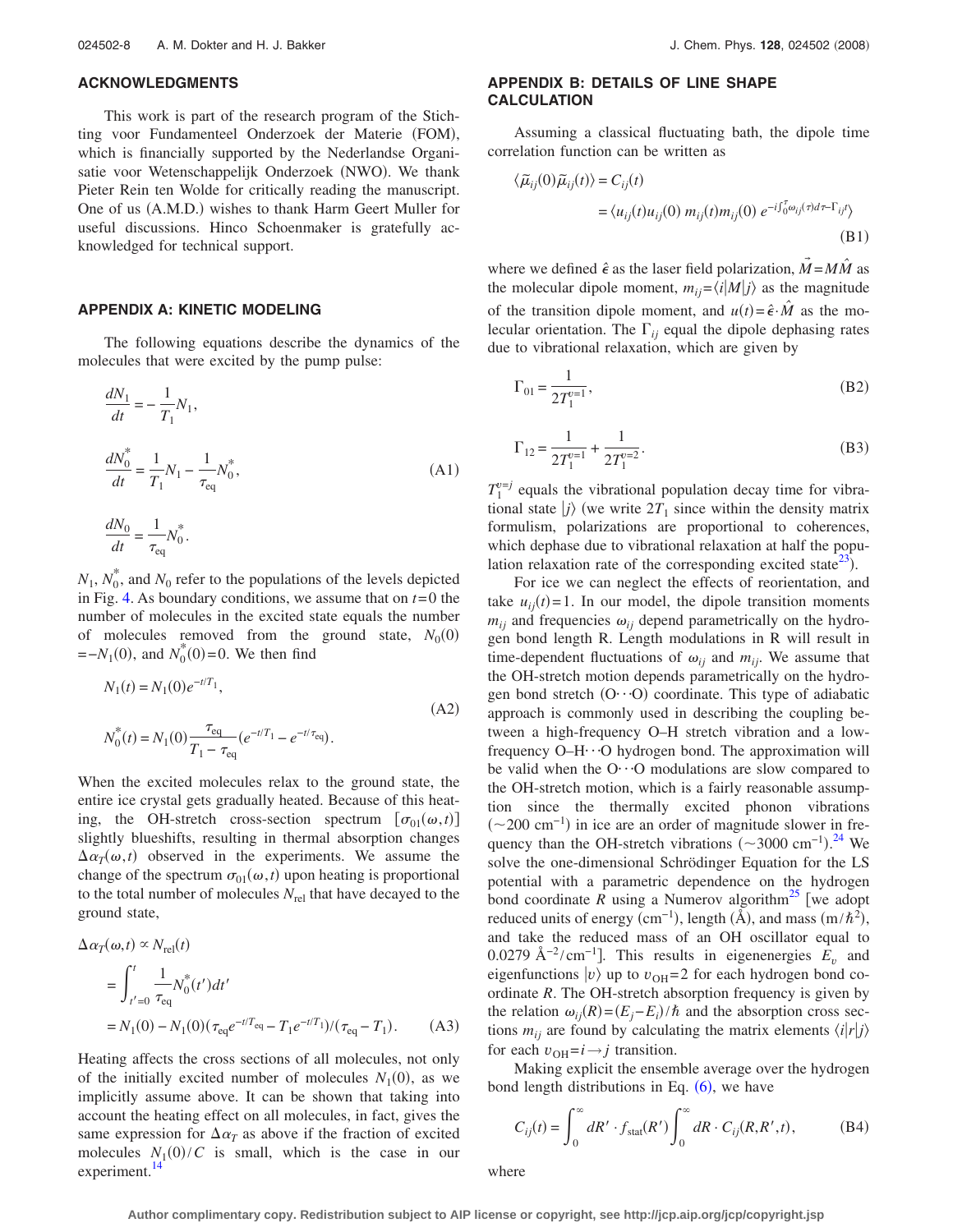## ACKNOWLEDGMENTS

This work is part of the research program of the Stichting voor Fundamenteel Onderzoek der Materie (FOM), which is financially supported by the Nederlandse Organisatie voor Wetenschappelijk Onderzoek (NWO). We thank Pieter Rein ten Wolde for critically reading the manuscript. One of us (A.M.D.) wishes to thank Harm Geert Muller for useful discussions. Hinco Schoenmaker is gratefully acknowledged for technical support.

## APPENDIX A: KINETIC MODELING

The following equations describe the dynamics of the molecules that were excited by the pump pulse:

$$\frac{dN_1}{dt} = -\frac{1}{T_1}N_1,$$

$$\frac{dN_0^*}{dt} = \frac{1}{T_1}N_1 - \frac{1}{\tau_{\text{eq}}}N_0^*, \tag{A1}$$

$$\frac{dN_0}{dt} = \frac{1}{\tau_{\text{eq}}}N_0^*.$$

$N_1$, $N_0^*$, and $N_0$ refer to the populations of the levels depicted in Fig. 4. As boundary conditions, we assume that on $t=0$ the number of molecules in the excited state equals the number of molecules removed from the ground state, $N_0(0) = -N_1(0)$, and $N_0^*(0)=0$. We then find

$$N_1(t) = N_1(0)e^{-t/T_1},$$

$$N_0^*(t) = N_1(0)\frac{\tau_{\text{eq}}}{T_1 - \tau_{\text{eq}}}(e^{-t/T_1} - e^{-t/\tau_{\text{eq}}}). \tag{A2}$$

When the excited molecules relax to the ground state, the entire ice crystal gets gradually heated. Because of this heating, the OH-stretch cross-section spectrum $[\sigma_{01}(\omega,t)]$ slightly blueshifts, resulting in thermal absorption changes $\Delta\alpha_T(\omega,t)$ observed in the experiments. We assume the change of the spectrum $\sigma_{01}(\omega,t)$ upon heating is proportional to the total number of molecules $N_{\text{rel}}$ that have decayed to the ground state,

$$\begin{aligned}\Delta\alpha_T(\omega,t) &\propto N_{\text{rel}}(t)\\ &= \int_{t'=0}^{t} \frac{1}{\tau_{\text{eq}}}N_0^*(t')dt'\\ &= N_1(0) - N_1(0)(\tau_{\text{eq}}e^{-t/T_{\text{eq}}} - T_1 e^{-t/T_1})/(\tau_{\text{eq}} - T_1).\end{aligned} \tag{A3}$$

Heating affects the cross sections of all molecules, not only of the initially excited number of molecules $N_1(0)$, as we implicitly assume above. It can be shown that taking into account the heating effect on all molecules, in fact, gives the same expression for $\Delta\alpha_T$ as above if the fraction of excited molecules $N_1(0)/C$ is small, which is the case in our experiment.[14]

## APPENDIX B: DETAILS OF LINE SHAPE CALCULATION

Assuming a classical fluctuating bath, the dipole time correlation function can be written as

$$\begin{aligned}\langle \tilde{\mu}_{ij}(0)\tilde{\mu}_{ij}(t)\rangle &= C_{ij}(t)\\ &= \langle u_{ij}(t)u_{ij}(0)\, m_{ij}(t)m_{ij}(0)\, e^{-i\int_0^{\tau}\omega_{ij}(\tau)d\tau - \Gamma_{ij}t}\rangle\end{aligned} \tag{B1}$$

where we defined $\hat{\epsilon}$ as the laser field polarization, $\vec{M}=M\hat{M}$ as the molecular dipole moment, $m_{ij}=\langle i|M|j\rangle$ as the magnitude of the transition dipole moment, and $u(t)=\hat{\epsilon}\cdot\hat{M}$ as the molecular orientation. The $\Gamma_{ij}$ equal the dipole dephasing rates due to vibrational relaxation, which are given by

$$\Gamma_{01} = \frac{1}{2T_1^{v=1}}, \tag{B2}$$

$$\Gamma_{12} = \frac{1}{2T_1^{v=1}} + \frac{1}{2T_1^{v=2}}. \tag{B3}$$

$T_1^{v=j}$ equals the vibrational population decay time for vibrational state $|j\rangle$ (we write $2T_1$ since within the density matrix formulism, polarizations are proportional to coherences, which dephase due to vibrational relaxation at half the population relaxation rate of the corresponding excited state[23]).

For ice we can neglect the effects of reorientation, and take $u_{ij}(t)=1$. In our model, the dipole transition moments $m_{ij}$ and frequencies $\omega_{ij}$ depend parametrically on the hydrogen bond length R. Length modulations in R will result in time-dependent fluctuations of $\omega_{ij}$ and $m_{ij}$. We assume that the OH-stretch motion depends parametrically on the hydrogen bond stretch (O$\cdots$O) coordinate. This type of adiabatic approach is commonly used in describing the coupling between a high-frequency O–H stretch vibration and a low-frequency O–H$\cdots$O hydrogen bond. The approximation will be valid when the O$\cdots$O modulations are slow compared to the OH-stretch motion, which is a fairly reasonable assumption since the thermally excited phonon vibrations ($\sim$200 cm$^{-1}$) in ice are an order of magnitude slower in frequency than the OH-stretch vibrations ($\sim$3000 cm$^{-1}$).[24] We solve the one-dimensional Schrödinger Equation for the LS potential with a parametric dependence on the hydrogen bond coordinate $R$ using a Numerov algorithm[25] [we adopt reduced units of energy (cm$^{-1}$), length (Å), and mass $(\text{m}/\hbar^2)$, and take the reduced mass of an OH oscillator equal to 0.0279 Å$^{-2}$/cm$^{-1}$]. This results in eigenenergies $E_v$ and eigenfunctions $|v\rangle$ up to $v_{\text{OH}}=2$ for each hydrogen bond coordinate $R$. The OH-stretch absorption frequency is given by the relation $\omega_{ij}(R)=(E_j-E_i)/\hbar$ and the absorption cross sections $m_{ij}$ are found by calculating the matrix elements $\langle i|r|j\rangle$ for each $v_{\text{OH}}=i\rightarrow j$ transition.

Making explicit the ensemble average over the hydrogen bond length distributions in Eq. (6), we have

$$C_{ij}(t) = \int_0^{\infty} dR' \cdot f_{\text{stat}}(R') \int_0^{\infty} dR \cdot C_{ij}(R,R',t), \tag{B4}$$

where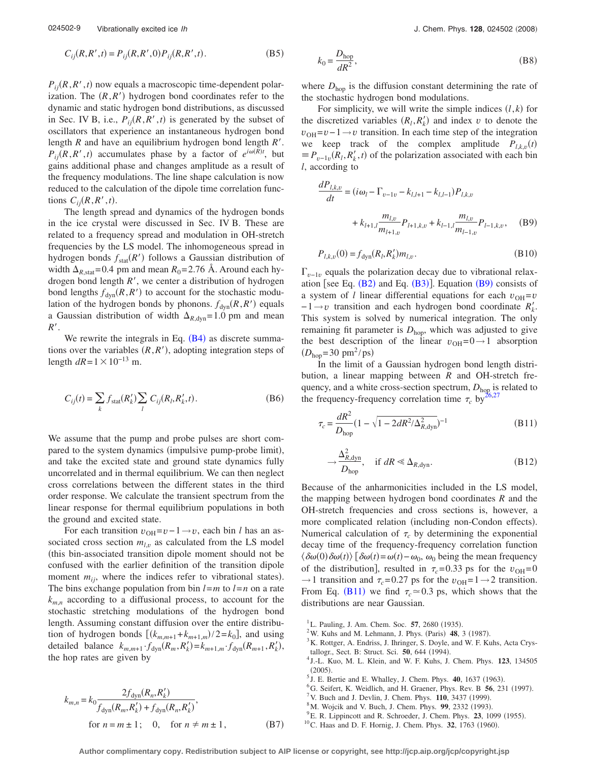$$C_{ij}(R,R',t) = P_{ij}(R,R',0)P_{ij}(R,R',t). \tag{B5}$$

$P_{ij}(R,R',t)$ now equals a macroscopic time-dependent polarization. The $(R,R')$ hydrogen bond coordinates refer to the dynamic and static hydrogen bond distributions, as discussed in Sec. IV B, i.e., $P_{ij}(R,R',t)$ is generated by the subset of oscillators that experience an instantaneous hydrogen bond length $R$ and have an equilibrium hydrogen bond length $R'$. $P_{ij}(R,R',t)$ accumulates phase by a factor of $e^{i\omega(R)t}$, but gains additional phase and changes amplitude as a result of the frequency modulations. The line shape calculation is now reduced to the calculation of the dipole time correlation functions $C_{ij}(R,R',t)$.

The length spread and dynamics of the hydrogen bonds in the ice crystal were discussed in Sec. IV B. These are related to a frequency spread and modulation in OH-stretch frequencies by the LS model. The inhomogeneous spread in hydrogen bonds $f_{\text{stat}}(R')$ follows a Gaussian distribution of width $\Delta_{R,\text{stat}}=0.4$ pm and mean $R_0=2.76$ Å. Around each hydrogen bond length $R'$, we center a distribution of hydrogen bond lengths $f_{\text{dyn}}(R,R')$ to account for the stochastic modulation of the hydrogen bonds by phonons. $f_{\text{dyn}}(R,R')$ equals a Gaussian distribution of width $\Delta_{R,\text{dyn}}=1.0$ pm and mean $R'$.

We rewrite the integrals in Eq. (B4) as discrete summations over the variables $(R,R')$, adopting integration steps of length $dR=1\times 10^{-13}$ m.

$$C_{ij}(t) = \sum_k f_{\text{stat}}(R'_k)\sum_l C_{ij}(R_l,R'_k,t). \tag{B6}$$

We assume that the pump and probe pulses are short compared to the system dynamics (impulsive pump-probe limit), and take the excited state and ground state dynamics fully uncorrelated and in thermal equilibrium. We can then neglect cross correlations between the different states in the third order response. We calculate the transient spectrum from the linear response for thermal equilibrium populations in both the ground and excited state.

For each transition $v_{\text{OH}}=v-1\rightarrow v$, each bin $l$ has an associated cross section $m_{l,v}$ as calculated from the LS model (this bin-associated transition dipole moment should not be confused with the earlier definition of the transition dipole moment $m_{ij}$, where the indices refer to vibrational states). The bins exchange population from bin $l=m$ to $l=n$ on a rate $k_{m,n}$ according to a diffusional process, to account for the stochastic stretching modulations of the hydrogen bond length. Assuming constant diffusion over the entire distribution of hydrogen bonds $[(k_{m,m+1}+k_{m+1,m})/2=k_0]$, and using detailed balance $k_{m,m+1}\cdot f_{\text{dyn}}(R_m,R'_k)=k_{m+1,m}\cdot f_{\text{dyn}}(R_{m+1},R'_k)$, the hop rates are given by

$$k_{m,n} = k_0\frac{2f_{\text{dyn}}(R_n,R'_k)}{f_{\text{dyn}}(R_m,R'_k)+f_{\text{dyn}}(R_n,R'_k)},$$
$$\text{for } n=m\pm 1;\quad 0,\quad \text{for } n\neq m\pm 1, \tag{B7}$$

$$k_0 = \frac{D_{\text{hop}}}{dR^2}, \tag{B8}$$

where $D_{\text{hop}}$ is the diffusion constant determining the rate of the stochastic hydrogen bond modulations.

For simplicity, we will write the simple indices $(l,k)$ for the discretized variables $(R_l,R'_k)$ and index $v$ to denote the $v_{\text{OH}}=v-1\rightarrow v$ transition. In each time step of the integration we keep track of the complex amplitude $P_{l,k,v}(t)\equiv P_{v-1v}(R_l,R'_k,t)$ of the polarization associated with each bin $l$, according to

$$\frac{dP_{l,k,v}}{dt} = (i\omega_l-\Gamma_{v-1v}-k_{l,l+1}-k_{l,l-1})P_{l,k,v} + k_{l+1,l}\frac{m_{l,v}}{m_{l+1,v}}P_{l+1,k,v}+k_{l-1,l}\frac{m_{l,v}}{m_{l-1,v}}P_{l-1,k,v}, \tag{B9}$$

$$P_{l,k,v}(0) = f_{\text{dyn}}(R_l,R'_k)m_{l,v}. \tag{B10}$$

$\Gamma_{v-1v}$ equals the polarization decay due to vibrational relaxation [see Eq. (B2) and Eq. (B3)]. Equation (B9) consists of a system of $l$ linear differential equations for each $v_{\text{OH}}=v-1\rightarrow v$ transition and each hydrogen bond coordinate $R'_k$. This system is solved by numerical integration. The only remaining fit parameter is $D_{\text{hop}}$, which was adjusted to give the best description of the linear $v_{\text{OH}}=0\rightarrow 1$ absorption ($D_{\text{hop}}=30$ pm$^2$/ps)

In the limit of a Gaussian hydrogen bond length distribution, a linear mapping between $R$ and OH-stretch frequency, and a white cross-section spectrum, $D_{\text{hop}}$ is related to the frequency-frequency correlation time $\tau_c$ by[26,27]

$$\tau_c = \frac{dR^2}{D_{\text{hop}}}\left(1-\sqrt{1-2dR^2/\Delta^2_{R,\text{dyn}}}\right)^{-1} \tag{B11}$$

$$\rightarrow \frac{\Delta^2_{R,\text{dyn}}}{D_{\text{hop}}},\quad \text{if } dR \ll \Delta_{R,\text{dyn}}. \tag{B12}$$

Because of the anharmonicities included in the LS model, the mapping between hydrogen bond coordinates $R$ and the OH-stretch frequencies and cross sections is, however, a more complicated relation (including non-Condon effects). Numerical calculation of $\tau_c$ by determining the exponential decay time of the frequency-frequency correlation function $\langle\delta\omega(0)\delta\omega(t)\rangle$ [$\delta\omega(t)=\omega(t)-\omega_0$, $\omega_0$ being the mean frequency of the distribution], resulted in $\tau_c=0.33$ ps for the $v_{\text{OH}}=0\rightarrow 1$ transition and $\tau_c=0.27$ ps for the $v_{\text{OH}}=1\rightarrow 2$ transition. From Eq. (B11) we find $\tau_c\simeq 0.3$ ps, which shows that the distributions are near Gaussian.

[1] L. Pauling, J. Am. Chem. Soc. **57**, 2680 (1935).
[2] W. Kuhs and M. Lehmann, J. Phys. (Paris) **48**, 3 (1987).
[3] K. Rottger, A. Endriss, J. Ihringer, S. Doyle, and W. F. Kuhs, Acta Crystallogr., Sect. B: Struct. Sci. **50**, 644 (1994).
[4] J.-L. Kuo, M. L. Klein, and W. F. Kuhs, J. Chem. Phys. **123**, 134505 (2005).
[5] J. E. Bertie and E. Whalley, J. Chem. Phys. **40**, 1637 (1963).
[6] G. Seifert, K. Weidlich, and H. Graener, Phys. Rev. B **56**, 231 (1997).
[7] V. Buch and J. Devlin, J. Chem. Phys. **110**, 3437 (1999).
[8] M. Wojcik and V. Buch, J. Chem. Phys. **99**, 2332 (1993).
[9] E. R. Lippincott and R. Schroeder, J. Chem. Phys. **23**, 1099 (1955).
[10] C. Haas and D. F. Hornig, J. Chem. Phys. **32**, 1763 (1960).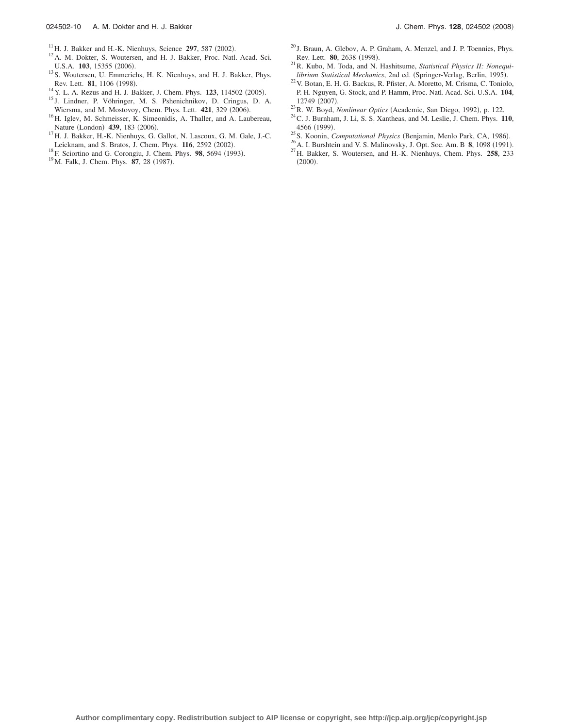[11] H. J. Bakker and H.-K. Nienhuys, Science **297**, 587 (2002).

[12] A. M. Dokter, S. Woutersen, and H. J. Bakker, Proc. Natl. Acad. Sci. U.S.A. **103**, 15355 (2006).

[13] S. Woutersen, U. Emmerichs, H. K. Nienhuys, and H. J. Bakker, Phys. Rev. Lett. **81**, 1106 (1998).

[14] Y. L. A. Rezus and H. J. Bakker, J. Chem. Phys. **123**, 114502 (2005).

[15] J. Lindner, P. Vöhringer, M. S. Pshenichnikov, D. Cringus, D. A. Wiersma, and M. Mostovoy, Chem. Phys. Lett. **421**, 329 (2006).

[16] H. Iglev, M. Schmeisser, K. Simeonidis, A. Thaller, and A. Laubereau, Nature (London) **439**, 183 (2006).

[17] H. J. Bakker, H.-K. Nienhuys, G. Gallot, N. Lascoux, G. M. Gale, J.-C. Leicknam, and S. Bratos, J. Chem. Phys. **116**, 2592 (2002).

[18] F. Sciortino and G. Corongiu, J. Chem. Phys. **98**, 5694 (1993).

[19] M. Falk, J. Chem. Phys. **87**, 28 (1987).

[20] J. Braun, A. Glebov, A. P. Graham, A. Menzel, and J. P. Toennies, Phys. Rev. Lett. **80**, 2638 (1998).

[21] R. Kubo, M. Toda, and N. Hashitsume, *Statistical Physics II: Nonequilibrium Statistical Mechanics*, 2nd ed. (Springer-Verlag, Berlin, 1995).

[22] V. Botan, E. H. G. Backus, R. Pfister, A. Moretto, M. Crisma, C. Toniolo, P. H. Nguyen, G. Stock, and P. Hamm, Proc. Natl. Acad. Sci. U.S.A. **104**, 12749 (2007).

[23] R. W. Boyd, *Nonlinear Optics* (Academic, San Diego, 1992), p. 122.

[24] C. J. Burnham, J. Li, S. S. Xantheas, and M. Leslie, J. Chem. Phys. **110**, 4566 (1999).

[25] S. Koonin, *Computational Physics* (Benjamin, Menlo Park, CA, 1986).

[26] A. I. Burshtein and V. S. Malinovsky, J. Opt. Soc. Am. B **8**, 1098 (1991).

[27] H. Bakker, S. Woutersen, and H.-K. Nienhuys, Chem. Phys. **258**, 233 (2000).